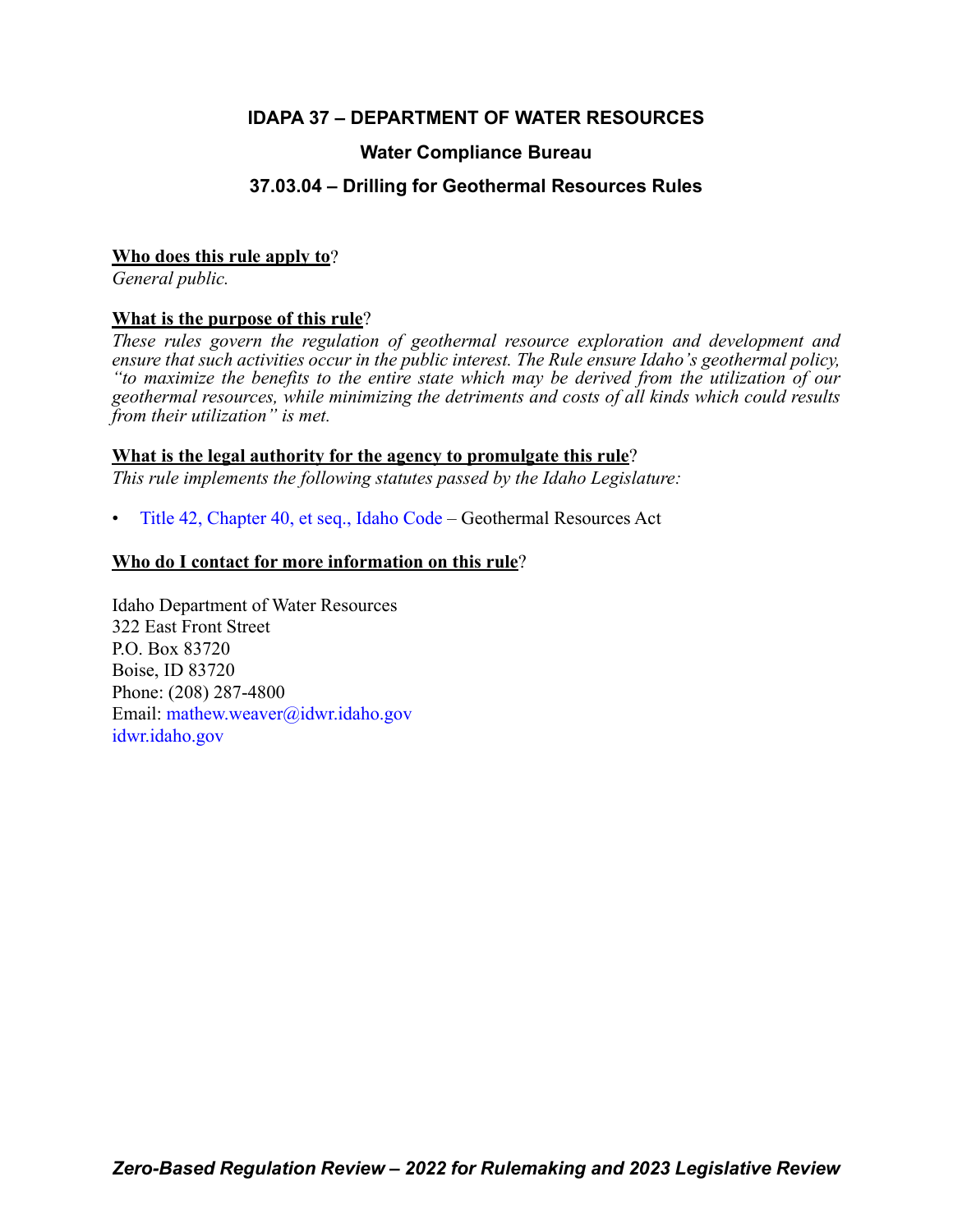# IDAPA 37 – DEPARTMENT OF WATER RESOURCES

## Water Compliance Bureau

## 37.03.04 – Drilling for Geothermal Resources Rules

**Who does this rule apply to**?

*General public.*

**What is the purpose of this rule**?

*These rules govern the regulation of geothermal resource exploration and development and ensure that such activities occur in the public interest. The Rule ensure Idaho's geothermal policy, "to maximize the benefits to the entire state which may be derived from the utilization of our geothermal resources, while minimizing the detriments and costs of all kinds which could results from their utilization" is met.*

**What is the legal authority for the agency to promulgate this rule**?

*This rule implements the following statutes passed by the Idaho Legislature:*

- Title 42, Chapter 40, et seq., Idaho Code – Geothermal Resources Act

**Who do I contact for more information on this rule**?

Idaho Department of Water Resources
322 East Front Street
P.O. Box 83720
Boise, ID 83720
Phone: (208) 287-4800
Email: mathew.weaver@idwr.idaho.gov
idwr.idaho.gov

***Zero-Based Regulation Review – 2022 for Rulemaking and 2023 Legislative Review***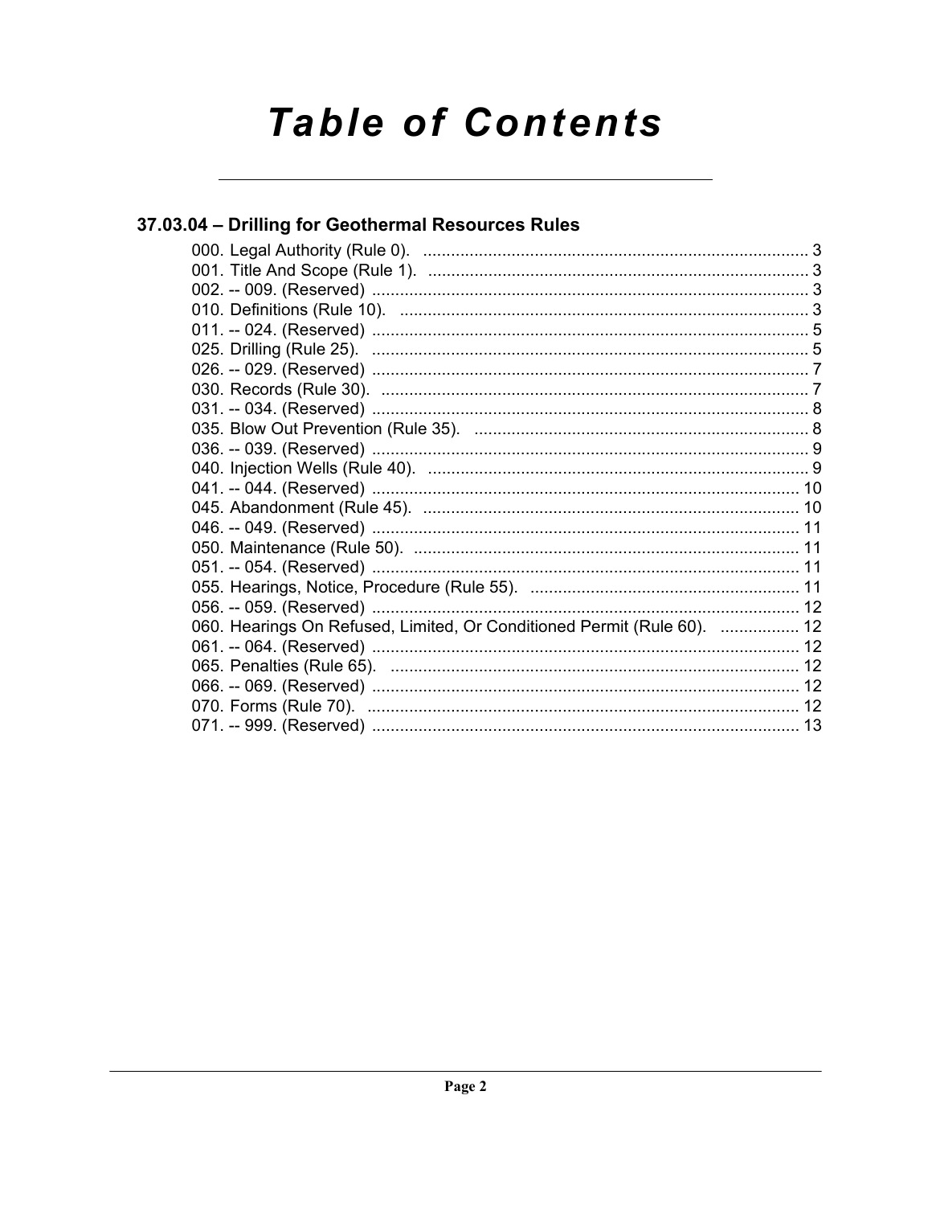# Table of Contents

## 37.03.04 – Drilling for Geothermal Resources Rules

000. Legal Authority (Rule 0). .......... 3
001. Title And Scope (Rule 1). .......... 3
002. -- 009. (Reserved) .......... 3
010. Definitions (Rule 10). .......... 3
011. -- 024. (Reserved) .......... 5
025. Drilling (Rule 25). .......... 5
026. -- 029. (Reserved) .......... 7
030. Records (Rule 30). .......... 7
031. -- 034. (Reserved) .......... 8
035. Blow Out Prevention (Rule 35). .......... 8
036. -- 039. (Reserved) .......... 9
040. Injection Wells (Rule 40). .......... 9
041. -- 044. (Reserved) .......... 10
045. Abandonment (Rule 45). .......... 10
046. -- 049. (Reserved) .......... 11
050. Maintenance (Rule 50). .......... 11
051. -- 054. (Reserved) .......... 11
055. Hearings, Notice, Procedure (Rule 55). .......... 11
056. -- 059. (Reserved) .......... 12
060. Hearings On Refused, Limited, Or Conditioned Permit (Rule 60). .......... 12
061. -- 064. (Reserved) .......... 12
065. Penalties (Rule 65). .......... 12
066. -- 069. (Reserved) .......... 12
070. Forms (Rule 70). .......... 12
071. -- 999. (Reserved) .......... 13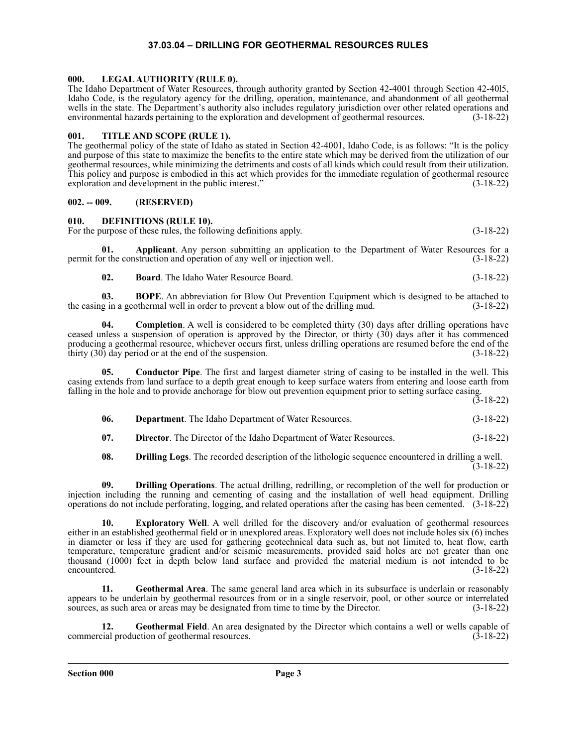# 37.03.04 – DRILLING FOR GEOTHERMAL RESOURCES RULES

## 000. LEGAL AUTHORITY (RULE 0).

The Idaho Department of Water Resources, through authority granted by Section 42-4001 through Section 42-40l5, Idaho Code, is the regulatory agency for the drilling, operation, maintenance, and abandonment of all geothermal wells in the state. The Department's authority also includes regulatory jurisdiction over other related operations and environmental hazards pertaining to the exploration and development of geothermal resources. (3-18-22)

## 001. TITLE AND SCOPE (RULE 1).

The geothermal policy of the state of Idaho as stated in Section 42-4001, Idaho Code, is as follows: "It is the policy and purpose of this state to maximize the benefits to the entire state which may be derived from the utilization of our geothermal resources, while minimizing the detriments and costs of all kinds which could result from their utilization. This policy and purpose is embodied in this act which provides for the immediate regulation of geothermal resource exploration and development in the public interest." (3-18-22)

## 002. -- 009. (RESERVED)

## 010. DEFINITIONS (RULE 10).

For the purpose of these rules, the following definitions apply. (3-18-22)

**01. Applicant**. Any person submitting an application to the Department of Water Resources for a permit for the construction and operation of any well or injection well. (3-18-22)

**02. Board**. The Idaho Water Resource Board. (3-18-22)

**03. BOPE**. An abbreviation for Blow Out Prevention Equipment which is designed to be attached to the casing in a geothermal well in order to prevent a blow out of the drilling mud. (3-18-22)

**04. Completion**. A well is considered to be completed thirty (30) days after drilling operations have ceased unless a suspension of operation is approved by the Director, or thirty (30) days after it has commenced producing a geothermal resource, whichever occurs first, unless drilling operations are resumed before the end of the thirty (30) day period or at the end of the suspension. (3-18-22)

**05. Conductor Pipe**. The first and largest diameter string of casing to be installed in the well. This casing extends from land surface to a depth great enough to keep surface waters from entering and loose earth from falling in the hole and to provide anchorage for blow out prevention equipment prior to setting surface casing. (3-18-22)

**06. Department**. The Idaho Department of Water Resources. (3-18-22)

**07. Director**. The Director of the Idaho Department of Water Resources. (3-18-22)

**08. Drilling Logs**. The recorded description of the lithologic sequence encountered in drilling a well. (3-18-22)

**09. Drilling Operations**. The actual drilling, redrilling, or recompletion of the well for production or injection including the running and cementing of casing and the installation of well head equipment. Drilling operations do not include perforating, logging, and related operations after the casing has been cemented. (3-18-22)

**10. Exploratory Well**. A well drilled for the discovery and/or evaluation of geothermal resources either in an established geothermal field or in unexplored areas. Exploratory well does not include holes six (6) inches in diameter or less if they are used for gathering geotechnical data such as, but not limited to, heat flow, earth temperature, temperature gradient and/or seismic measurements, provided said holes are not greater than one thousand (1000) feet in depth below land surface and provided the material medium is not intended to be encountered. (3-18-22)

**11. Geothermal Area**. The same general land area which in its subsurface is underlain or reasonably appears to be underlain by geothermal resources from or in a single reservoir, pool, or other source or interrelated sources, as such area or areas may be designated from time to time by the Director. (3-18-22)

**12. Geothermal Field**. An area designated by the Director which contains a well or wells capable of commercial production of geothermal resources. (3-18-22)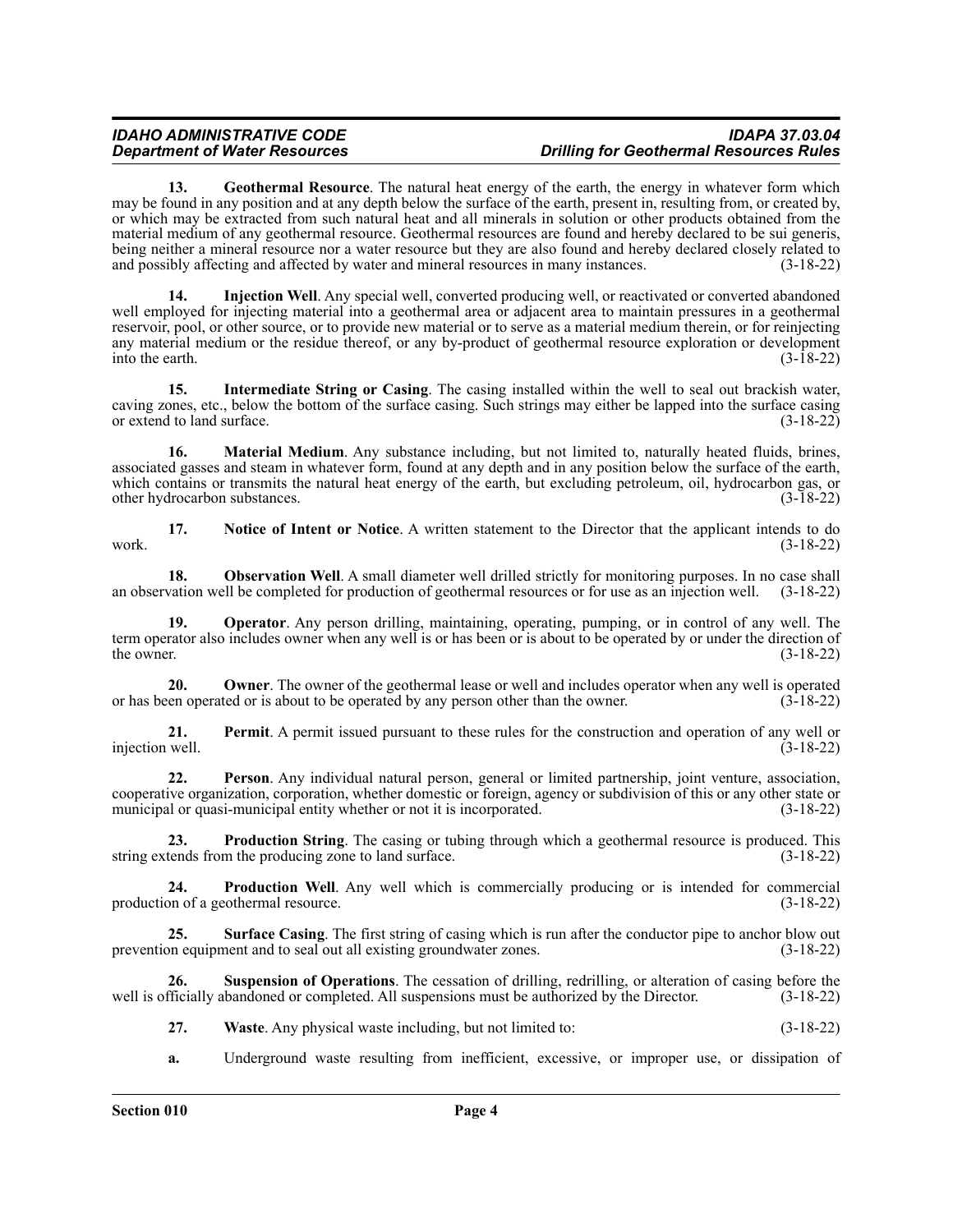**13. Geothermal Resource**. The natural heat energy of the earth, the energy in whatever form which may be found in any position and at any depth below the surface of the earth, present in, resulting from, or created by, or which may be extracted from such natural heat and all minerals in solution or other products obtained from the material medium of any geothermal resource. Geothermal resources are found and hereby declared to be sui generis, being neither a mineral resource nor a water resource but they are also found and hereby declared closely related to and possibly affecting and affected by water and mineral resources in many instances. (3-18-22)

**14. Injection Well**. Any special well, converted producing well, or reactivated or converted abandoned well employed for injecting material into a geothermal area or adjacent area to maintain pressures in a geothermal reservoir, pool, or other source, or to provide new material or to serve as a material medium therein, or for reinjecting any material medium or the residue thereof, or any by-product of geothermal resource exploration or development into the earth. (3-18-22)

**15. Intermediate String or Casing**. The casing installed within the well to seal out brackish water, caving zones, etc., below the bottom of the surface casing. Such strings may either be lapped into the surface casing or extend to land surface. (3-18-22)

**16. Material Medium**. Any substance including, but not limited to, naturally heated fluids, brines, associated gasses and steam in whatever form, found at any depth and in any position below the surface of the earth, which contains or transmits the natural heat energy of the earth, but excluding petroleum, oil, hydrocarbon gas, or other hydrocarbon substances. (3-18-22)

**17. Notice of Intent or Notice**. A written statement to the Director that the applicant intends to do work. (3-18-22)

**18. Observation Well**. A small diameter well drilled strictly for monitoring purposes. In no case shall an observation well be completed for production of geothermal resources or for use as an injection well. (3-18-22)

**19. Operator**. Any person drilling, maintaining, operating, pumping, or in control of any well. The term operator also includes owner when any well is or has been or is about to be operated by or under the direction of the owner. (3-18-22)

**20. Owner**. The owner of the geothermal lease or well and includes operator when any well is operated or has been operated or is about to be operated by any person other than the owner. (3-18-22)

**21. Permit**. A permit issued pursuant to these rules for the construction and operation of any well or injection well. (3-18-22)

**22. Person**. Any individual natural person, general or limited partnership, joint venture, association, cooperative organization, corporation, whether domestic or foreign, agency or subdivision of this or any other state or municipal or quasi-municipal entity whether or not it is incorporated. (3-18-22)

**23. Production String**. The casing or tubing through which a geothermal resource is produced. This string extends from the producing zone to land surface. (3-18-22)

**24. Production Well**. Any well which is commercially producing or is intended for commercial production of a geothermal resource. (3-18-22)

**25. Surface Casing**. The first string of casing which is run after the conductor pipe to anchor blow out prevention equipment and to seal out all existing groundwater zones. (3-18-22)

**26. Suspension of Operations**. The cessation of drilling, redrilling, or alteration of casing before the well is officially abandoned or completed. All suspensions must be authorized by the Director. (3-18-22)

**27. Waste**. Any physical waste including, but not limited to: (3-18-22)

**a.** Underground waste resulting from inefficient, excessive, or improper use, or dissipation of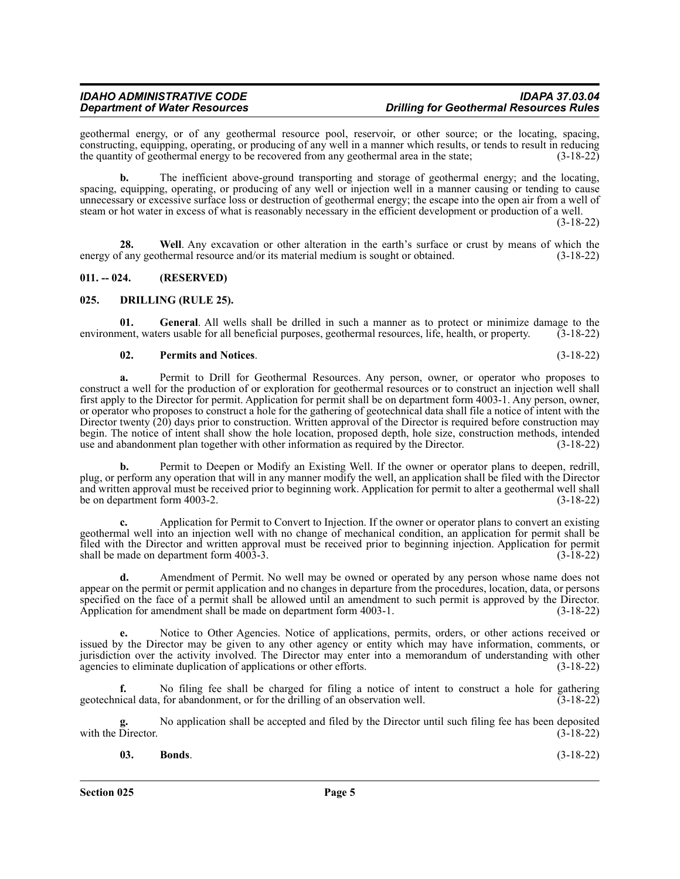geothermal energy, or of any geothermal resource pool, reservoir, or other source; or the locating, spacing, constructing, equipping, operating, or producing of any well in a manner which results, or tends to result in reducing the quantity of geothermal energy to be recovered from any geothermal area in the state; (3-18-22)

**b.** The inefficient above-ground transporting and storage of geothermal energy; and the locating, spacing, equipping, operating, or producing of any well or injection well in a manner causing or tending to cause unnecessary or excessive surface loss or destruction of geothermal energy; the escape into the open air from a well of steam or hot water in excess of what is reasonably necessary in the efficient development or production of a well. (3-18-22)

**28. Well**. Any excavation or other alteration in the earth's surface or crust by means of which the energy of any geothermal resource and/or its material medium is sought or obtained. (3-18-22)

## 011. -- 024. (RESERVED)

## 025. DRILLING (RULE 25).

**01. General**. All wells shall be drilled in such a manner as to protect or minimize damage to the environment, waters usable for all beneficial purposes, geothermal resources, life, health, or property. (3-18-22)

**02. Permits and Notices**. (3-18-22)

**a.** Permit to Drill for Geothermal Resources. Any person, owner, or operator who proposes to construct a well for the production of or exploration for geothermal resources or to construct an injection well shall first apply to the Director for permit. Application for permit shall be on department form 4003-1. Any person, owner, or operator who proposes to construct a hole for the gathering of geotechnical data shall file a notice of intent with the Director twenty (20) days prior to construction. Written approval of the Director is required before construction may begin. The notice of intent shall show the hole location, proposed depth, hole size, construction methods, intended use and abandonment plan together with other information as required by the Director. (3-18-22)

**b.** Permit to Deepen or Modify an Existing Well. If the owner or operator plans to deepen, redrill, plug, or perform any operation that will in any manner modify the well, an application shall be filed with the Director and written approval must be received prior to beginning work. Application for permit to alter a geothermal well shall be on department form 4003-2. (3-18-22)

**c.** Application for Permit to Convert to Injection. If the owner or operator plans to convert an existing geothermal well into an injection well with no change of mechanical condition, an application for permit shall be filed with the Director and written approval must be received prior to beginning injection. Application for permit shall be made on department form 4003-3. (3-18-22)

**d.** Amendment of Permit. No well may be owned or operated by any person whose name does not appear on the permit or permit application and no changes in departure from the procedures, location, data, or persons specified on the face of a permit shall be allowed until an amendment to such permit is approved by the Director. Application for amendment shall be made on department form 4003-1. (3-18-22)

**e.** Notice to Other Agencies. Notice of applications, permits, orders, or other actions received or issued by the Director may be given to any other agency or entity which may have information, comments, or jurisdiction over the activity involved. The Director may enter into a memorandum of understanding with other agencies to eliminate duplication of applications or other efforts. (3-18-22)

**f.** No filing fee shall be charged for filing a notice of intent to construct a hole for gathering geotechnical data, for abandonment, or for the drilling of an observation well. (3-18-22)

**g.** No application shall be accepted and filed by the Director until such filing fee has been deposited with the Director. (3-18-22)

**03. Bonds**. (3-18-22)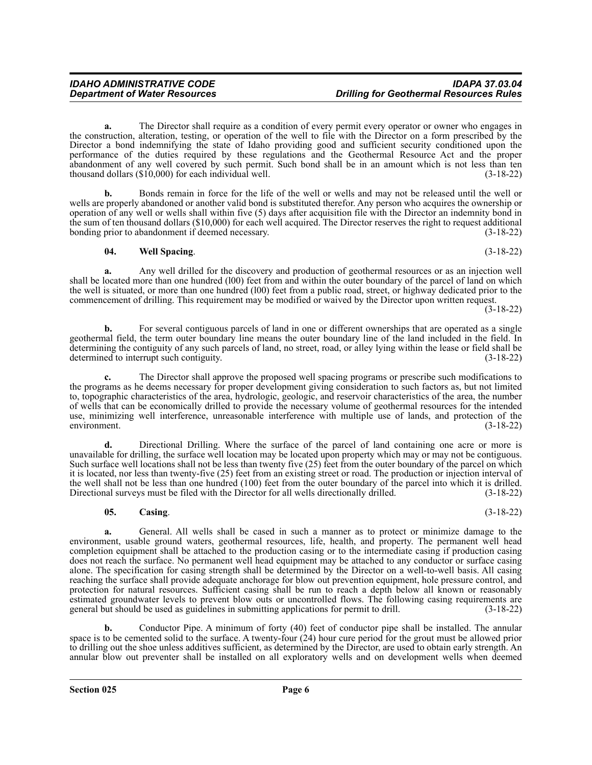**a.** The Director shall require as a condition of every permit every operator or owner who engages in the construction, alteration, testing, or operation of the well to file with the Director on a form prescribed by the Director a bond indemnifying the state of Idaho providing good and sufficient security conditioned upon the performance of the duties required by these regulations and the Geothermal Resource Act and the proper abandonment of any well covered by such permit. Such bond shall be in an amount which is not less than ten thousand dollars ($10,000) for each individual well. (3-18-22)

**b.** Bonds remain in force for the life of the well or wells and may not be released until the well or wells are properly abandoned or another valid bond is substituted therefor. Any person who acquires the ownership or operation of any well or wells shall within five (5) days after acquisition file with the Director an indemnity bond in the sum of ten thousand dollars ($10,000) for each well acquired. The Director reserves the right to request additional bonding prior to abandonment if deemed necessary. (3-18-22)

**04. Well Spacing**. (3-18-22)

**a.** Any well drilled for the discovery and production of geothermal resources or as an injection well shall be located more than one hundred (l00) feet from and within the outer boundary of the parcel of land on which the well is situated, or more than one hundred (l00) feet from a public road, street, or highway dedicated prior to the commencement of drilling. This requirement may be modified or waived by the Director upon written request. (3-18-22)

**b.** For several contiguous parcels of land in one or different ownerships that are operated as a single geothermal field, the term outer boundary line means the outer boundary line of the land included in the field. In determining the contiguity of any such parcels of land, no street, road, or alley lying within the lease or field shall be determined to interrupt such contiguity. (3-18-22)

**c.** The Director shall approve the proposed well spacing programs or prescribe such modifications to the programs as he deems necessary for proper development giving consideration to such factors as, but not limited to, topographic characteristics of the area, hydrologic, geologic, and reservoir characteristics of the area, the number of wells that can be economically drilled to provide the necessary volume of geothermal resources for the intended use, minimizing well interference, unreasonable interference with multiple use of lands, and protection of the environment. (3-18-22)

**d.** Directional Drilling. Where the surface of the parcel of land containing one acre or more is unavailable for drilling, the surface well location may be located upon property which may or may not be contiguous. Such surface well locations shall not be less than twenty five (25) feet from the outer boundary of the parcel on which it is located, nor less than twenty-five (25) feet from an existing street or road. The production or injection interval of the well shall not be less than one hundred (100) feet from the outer boundary of the parcel into which it is drilled. Directional surveys must be filed with the Director for all wells directionally drilled. (3-18-22)

**05. Casing**. (3-18-22)

**a.** General. All wells shall be cased in such a manner as to protect or minimize damage to the environment, usable ground waters, geothermal resources, life, health, and property. The permanent well head completion equipment shall be attached to the production casing or to the intermediate casing if production casing does not reach the surface. No permanent well head equipment may be attached to any conductor or surface casing alone. The specification for casing strength shall be determined by the Director on a well-to-well basis. All casing reaching the surface shall provide adequate anchorage for blow out prevention equipment, hole pressure control, and protection for natural resources. Sufficient casing shall be run to reach a depth below all known or reasonably estimated groundwater levels to prevent blow outs or uncontrolled flows. The following casing requirements are general but should be used as guidelines in submitting applications for permit to drill. (3-18-22)

**b.** Conductor Pipe. A minimum of forty (40) feet of conductor pipe shall be installed. The annular space is to be cemented solid to the surface. A twenty-four (24) hour cure period for the grout must be allowed prior to drilling out the shoe unless additives sufficient, as determined by the Director, are used to obtain early strength. An annular blow out preventer shall be installed on all exploratory wells and on development wells when deemed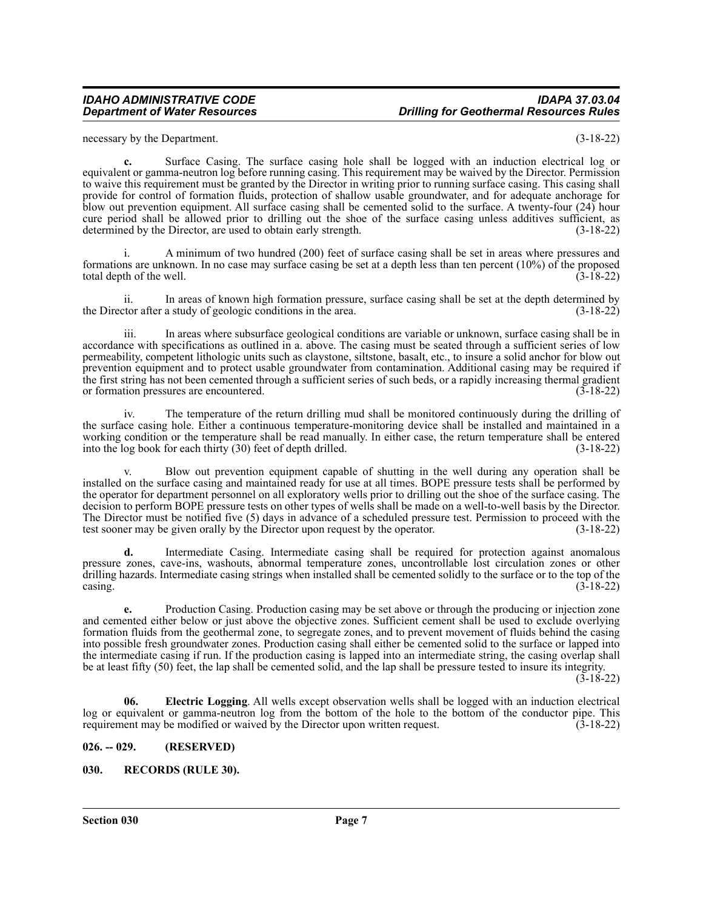necessary by the Department. (3-18-22)

**c.** Surface Casing. The surface casing hole shall be logged with an induction electrical log or equivalent or gamma-neutron log before running casing. This requirement may be waived by the Director. Permission to waive this requirement must be granted by the Director in writing prior to running surface casing. This casing shall provide for control of formation fluids, protection of shallow usable groundwater, and for adequate anchorage for blow out prevention equipment. All surface casing shall be cemented solid to the surface. A twenty-four (24) hour cure period shall be allowed prior to drilling out the shoe of the surface casing unless additives sufficient, as determined by the Director, are used to obtain early strength. (3-18-22)

i. A minimum of two hundred (200) feet of surface casing shall be set in areas where pressures and formations are unknown. In no case may surface casing be set at a depth less than ten percent (10%) of the proposed total depth of the well. (3-18-22)

ii. In areas of known high formation pressure, surface casing shall be set at the depth determined by the Director after a study of geologic conditions in the area. (3-18-22)

iii. In areas where subsurface geological conditions are variable or unknown, surface casing shall be in accordance with specifications as outlined in a. above. The casing must be seated through a sufficient series of low permeability, competent lithologic units such as claystone, siltstone, basalt, etc., to insure a solid anchor for blow out prevention equipment and to protect usable groundwater from contamination. Additional casing may be required if the first string has not been cemented through a sufficient series of such beds, or a rapidly increasing thermal gradient or formation pressures are encountered. (3-18-22)

iv. The temperature of the return drilling mud shall be monitored continuously during the drilling of the surface casing hole. Either a continuous temperature-monitoring device shall be installed and maintained in a working condition or the temperature shall be read manually. In either case, the return temperature shall be entered into the log book for each thirty (30) feet of depth drilled. (3-18-22)

v. Blow out prevention equipment capable of shutting in the well during any operation shall be installed on the surface casing and maintained ready for use at all times. BOPE pressure tests shall be performed by the operator for department personnel on all exploratory wells prior to drilling out the shoe of the surface casing. The decision to perform BOPE pressure tests on other types of wells shall be made on a well-to-well basis by the Director. The Director must be notified five (5) days in advance of a scheduled pressure test. Permission to proceed with the test sooner may be given orally by the Director upon request by the operator. (3-18-22)

**d.** Intermediate Casing. Intermediate casing shall be required for protection against anomalous pressure zones, cave-ins, washouts, abnormal temperature zones, uncontrollable lost circulation zones or other drilling hazards. Intermediate casing strings when installed shall be cemented solidly to the surface or to the top of the casing. (3-18-22)

**e.** Production Casing. Production casing may be set above or through the producing or injection zone and cemented either below or just above the objective zones. Sufficient cement shall be used to exclude overlying formation fluids from the geothermal zone, to segregate zones, and to prevent movement of fluids behind the casing into possible fresh groundwater zones. Production casing shall either be cemented solid to the surface or lapped into the intermediate casing if run. If the production casing is lapped into an intermediate string, the casing overlap shall be at least fifty (50) feet, the lap shall be cemented solid, and the lap shall be pressure tested to insure its integrity. (3-18-22)

**06. Electric Logging**. All wells except observation wells shall be logged with an induction electrical log or equivalent or gamma-neutron log from the bottom of the hole to the bottom of the conductor pipe. This requirement may be modified or waived by the Director upon written request. (3-18-22)

## 026. -- 029. (RESERVED)

## 030. RECORDS (RULE 30).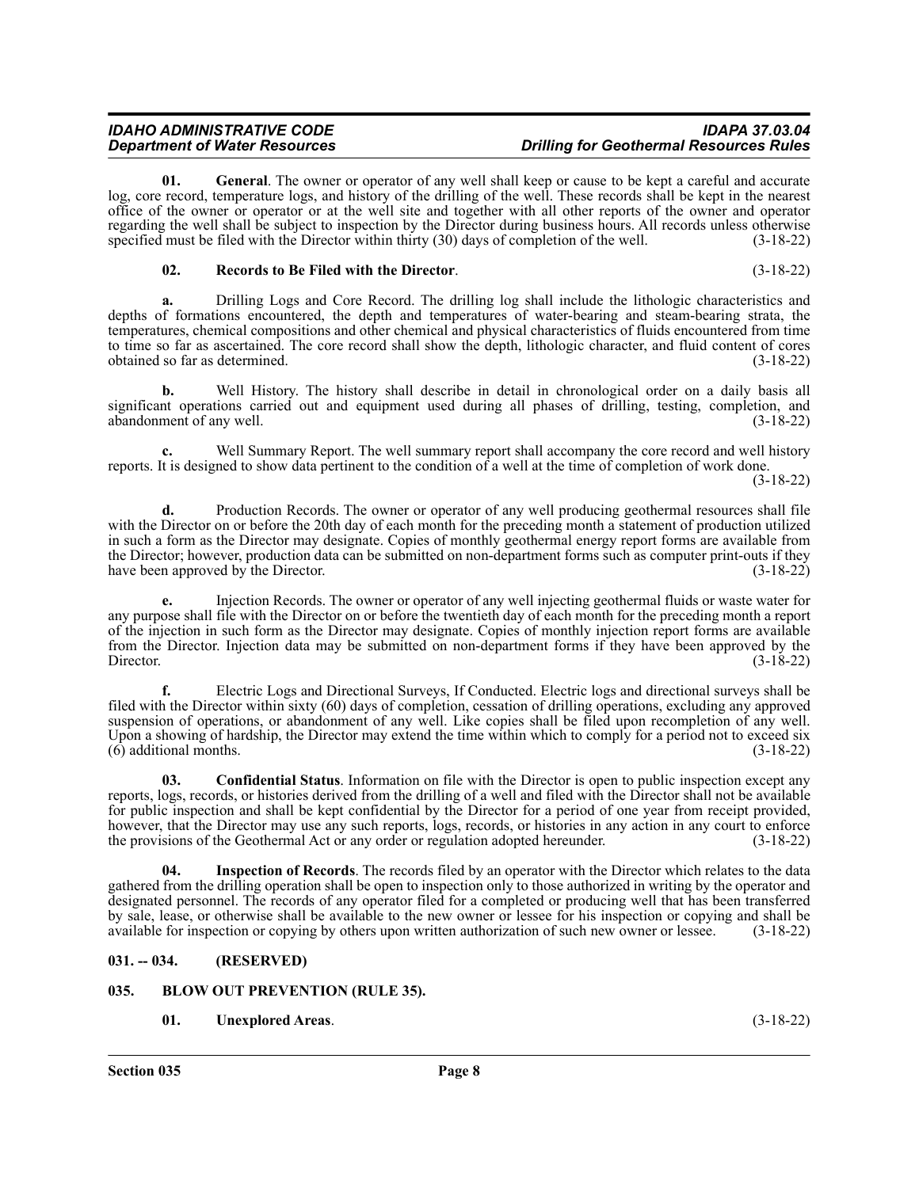**01. General**. The owner or operator of any well shall keep or cause to be kept a careful and accurate log, core record, temperature logs, and history of the drilling of the well. These records shall be kept in the nearest office of the owner or operator or at the well site and together with all other reports of the owner and operator regarding the well shall be subject to inspection by the Director during business hours. All records unless otherwise specified must be filed with the Director within thirty (30) days of completion of the well. (3-18-22)

**02. Records to Be Filed with the Director**. (3-18-22)

**a.** Drilling Logs and Core Record. The drilling log shall include the lithologic characteristics and depths of formations encountered, the depth and temperatures of water-bearing and steam-bearing strata, the temperatures, chemical compositions and other chemical and physical characteristics of fluids encountered from time to time so far as ascertained. The core record shall show the depth, lithologic character, and fluid content of cores obtained so far as determined. (3-18-22)

**b.** Well History. The history shall describe in detail in chronological order on a daily basis all significant operations carried out and equipment used during all phases of drilling, testing, completion, and abandonment of any well. (3-18-22)

**c.** Well Summary Report. The well summary report shall accompany the core record and well history reports. It is designed to show data pertinent to the condition of a well at the time of completion of work done. (3-18-22)

**d.** Production Records. The owner or operator of any well producing geothermal resources shall file with the Director on or before the 20th day of each month for the preceding month a statement of production utilized in such a form as the Director may designate. Copies of monthly geothermal energy report forms are available from the Director; however, production data can be submitted on non-department forms such as computer print-outs if they have been approved by the Director. (3-18-22)

**e.** Injection Records. The owner or operator of any well injecting geothermal fluids or waste water for any purpose shall file with the Director on or before the twentieth day of each month for the preceding month a report of the injection in such form as the Director may designate. Copies of monthly injection report forms are available from the Director. Injection data may be submitted on non-department forms if they have been approved by the Director. (3-18-22)

**f.** Electric Logs and Directional Surveys, If Conducted. Electric logs and directional surveys shall be filed with the Director within sixty (60) days of completion, cessation of drilling operations, excluding any approved suspension of operations, or abandonment of any well. Like copies shall be filed upon recompletion of any well. Upon a showing of hardship, the Director may extend the time within which to comply for a period not to exceed six (6) additional months. (3-18-22)

**03. Confidential Status**. Information on file with the Director is open to public inspection except any reports, logs, records, or histories derived from the drilling of a well and filed with the Director shall not be available for public inspection and shall be kept confidential by the Director for a period of one year from receipt provided, however, that the Director may use any such reports, logs, records, or histories in any action in any court to enforce the provisions of the Geothermal Act or any order or regulation adopted hereunder. (3-18-22)

**04. Inspection of Records**. The records filed by an operator with the Director which relates to the data gathered from the drilling operation shall be open to inspection only to those authorized in writing by the operator and designated personnel. The records of any operator filed for a completed or producing well that has been transferred by sale, lease, or otherwise shall be available to the new owner or lessee for his inspection or copying and shall be available for inspection or copying by others upon written authorization of such new owner or lessee. (3-18-22)

## 031. -- 034. (RESERVED)

## 035. BLOW OUT PREVENTION (RULE 35).

**01. Unexplored Areas**. (3-18-22)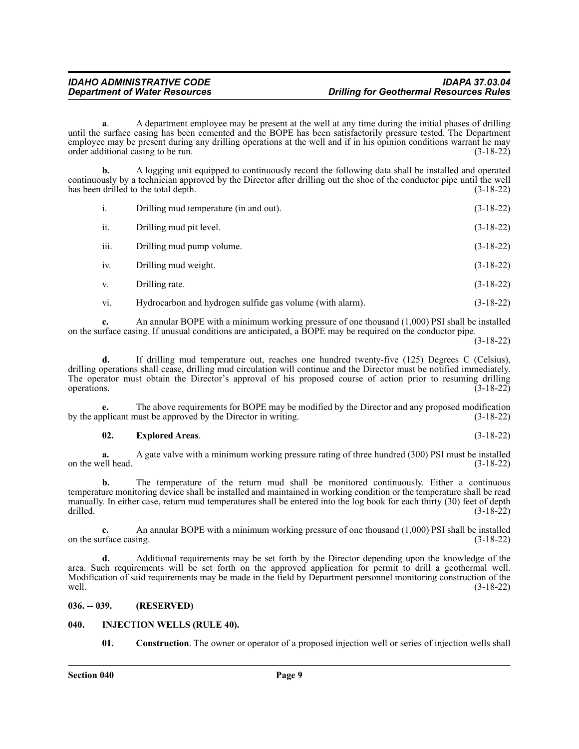**a**. A department employee may be present at the well at any time during the initial phases of drilling until the surface casing has been cemented and the BOPE has been satisfactorily pressure tested. The Department employee may be present during any drilling operations at the well and if in his opinion conditions warrant he may order additional casing to be run. (3-18-22)

**b.** A logging unit equipped to continuously record the following data shall be installed and operated continuously by a technician approved by the Director after drilling out the shoe of the conductor pipe until the well has been drilled to the total depth. (3-18-22)

i. Drilling mud temperature (in and out). (3-18-22)

ii. Drilling mud pit level. (3-18-22)

iii. Drilling mud pump volume. (3-18-22)

iv. Drilling mud weight. (3-18-22)

v. Drilling rate. (3-18-22)

vi. Hydrocarbon and hydrogen sulfide gas volume (with alarm). (3-18-22)

**c.** An annular BOPE with a minimum working pressure of one thousand (1,000) PSI shall be installed on the surface casing. If unusual conditions are anticipated, a BOPE may be required on the conductor pipe. (3-18-22)

**d.** If drilling mud temperature out, reaches one hundred twenty-five (125) Degrees C (Celsius), drilling operations shall cease, drilling mud circulation will continue and the Director must be notified immediately. The operator must obtain the Director's approval of his proposed course of action prior to resuming drilling operations. (3-18-22)

**e.** The above requirements for BOPE may be modified by the Director and any proposed modification by the applicant must be approved by the Director in writing. (3-18-22)

**02. Explored Areas**. (3-18-22)

**a.** A gate valve with a minimum working pressure rating of three hundred (300) PSI must be installed on the well head. (3-18-22)

**b.** The temperature of the return mud shall be monitored continuously. Either a continuous temperature monitoring device shall be installed and maintained in working condition or the temperature shall be read manually. In either case, return mud temperatures shall be entered into the log book for each thirty (30) feet of depth drilled. (3-18-22)

**c.** An annular BOPE with a minimum working pressure of one thousand (1,000) PSI shall be installed on the surface casing. (3-18-22)

**d.** Additional requirements may be set forth by the Director depending upon the knowledge of the area. Such requirements will be set forth on the approved application for permit to drill a geothermal well. Modification of said requirements may be made in the field by Department personnel monitoring construction of the well. (3-18-22)

## 036. -- 039. (RESERVED)

## 040. INJECTION WELLS (RULE 40).

**01. Construction**. The owner or operator of a proposed injection well or series of injection wells shall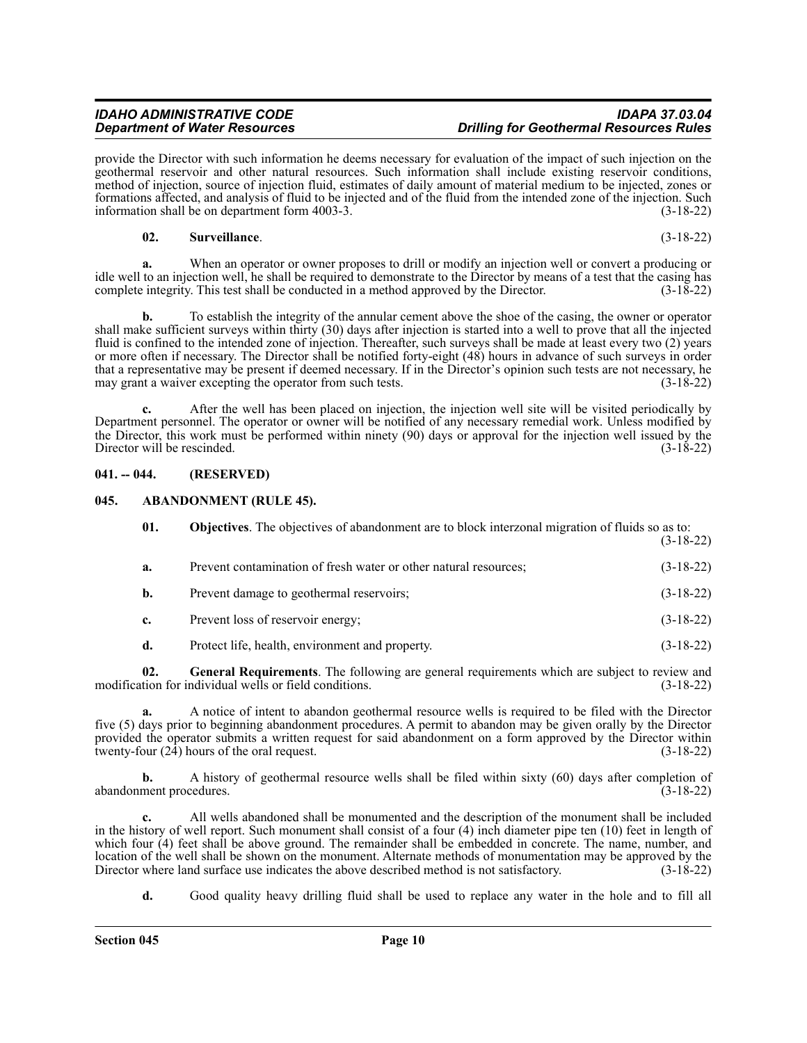provide the Director with such information he deems necessary for evaluation of the impact of such injection on the geothermal reservoir and other natural resources. Such information shall include existing reservoir conditions, method of injection, source of injection fluid, estimates of daily amount of material medium to be injected, zones or formations affected, and analysis of fluid to be injected and of the fluid from the intended zone of the injection. Such information shall be on department form 4003-3. (3-18-22)

**02. Surveillance**. (3-18-22)

**a.** When an operator or owner proposes to drill or modify an injection well or convert a producing or idle well to an injection well, he shall be required to demonstrate to the Director by means of a test that the casing has complete integrity. This test shall be conducted in a method approved by the Director. (3-18-22)

**b.** To establish the integrity of the annular cement above the shoe of the casing, the owner or operator shall make sufficient surveys within thirty (30) days after injection is started into a well to prove that all the injected fluid is confined to the intended zone of injection. Thereafter, such surveys shall be made at least every two (2) years or more often if necessary. The Director shall be notified forty-eight (48) hours in advance of such surveys in order that a representative may be present if deemed necessary. If in the Director's opinion such tests are not necessary, he may grant a waiver excepting the operator from such tests. (3-18-22)

**c.** After the well has been placed on injection, the injection well site will be visited periodically by Department personnel. The operator or owner will be notified of any necessary remedial work. Unless modified by the Director, this work must be performed within ninety (90) days or approval for the injection well issued by the Director will be rescinded. (3-18-22)

## 041. -- 044. (RESERVED)

## 045. ABANDONMENT (RULE 45).

**01. Objectives**. The objectives of abandonment are to block interzonal migration of fluids so as to: (3-18-22)

**a.** Prevent contamination of fresh water or other natural resources; (3-18-22)

**b.** Prevent damage to geothermal reservoirs; (3-18-22)

**c.** Prevent loss of reservoir energy; (3-18-22)

**d.** Protect life, health, environment and property. (3-18-22)

**02. General Requirements**. The following are general requirements which are subject to review and modification for individual wells or field conditions. (3-18-22)

**a.** A notice of intent to abandon geothermal resource wells is required to be filed with the Director five (5) days prior to beginning abandonment procedures. A permit to abandon may be given orally by the Director provided the operator submits a written request for said abandonment on a form approved by the Director within twenty-four (24) hours of the oral request. (3-18-22)

**b.** A history of geothermal resource wells shall be filed within sixty (60) days after completion of abandonment procedures. (3-18-22)

**c.** All wells abandoned shall be monumented and the description of the monument shall be included in the history of well report. Such monument shall consist of a four (4) inch diameter pipe ten (10) feet in length of which four (4) feet shall be above ground. The remainder shall be embedded in concrete. The name, number, and location of the well shall be shown on the monument. Alternate methods of monumentation may be approved by the Director where land surface use indicates the above described method is not satisfactory. (3-18-22)

**d.** Good quality heavy drilling fluid shall be used to replace any water in the hole and to fill all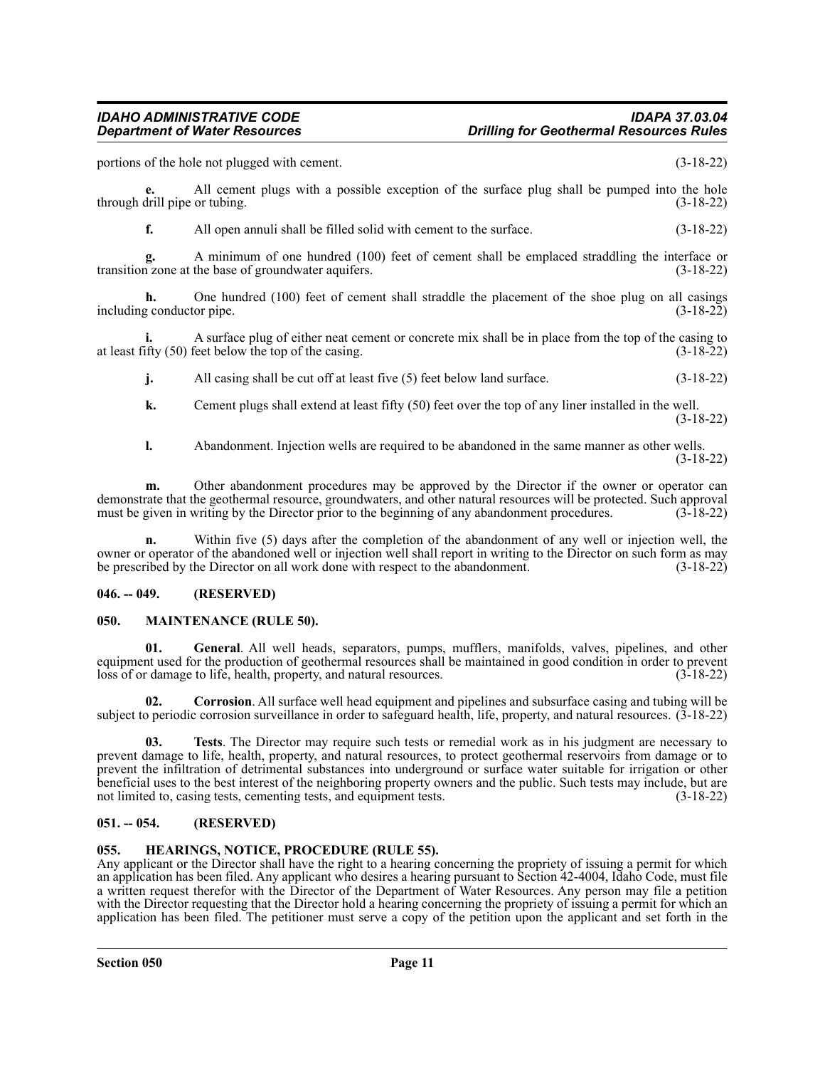portions of the hole not plugged with cement. (3-18-22)

**e.** All cement plugs with a possible exception of the surface plug shall be pumped into the hole through drill pipe or tubing. (3-18-22)

**f.** All open annuli shall be filled solid with cement to the surface. (3-18-22)

**g.** A minimum of one hundred (100) feet of cement shall be emplaced straddling the interface or transition zone at the base of groundwater aquifers. (3-18-22)

**h.** One hundred (100) feet of cement shall straddle the placement of the shoe plug on all casings including conductor pipe. (3-18-22)

**i.** A surface plug of either neat cement or concrete mix shall be in place from the top of the casing to at least fifty (50) feet below the top of the casing. (3-18-22)

**j.** All casing shall be cut off at least five (5) feet below land surface. (3-18-22)

**k.** Cement plugs shall extend at least fifty (50) feet over the top of any liner installed in the well. (3-18-22)

**l.** Abandonment. Injection wells are required to be abandoned in the same manner as other wells. (3-18-22)

**m.** Other abandonment procedures may be approved by the Director if the owner or operator can demonstrate that the geothermal resource, groundwaters, and other natural resources will be protected. Such approval must be given in writing by the Director prior to the beginning of any abandonment procedures. (3-18-22)

**n.** Within five (5) days after the completion of the abandonment of any well or injection well, the owner or operator of the abandoned well or injection well shall report in writing to the Director on such form as may be prescribed by the Director on all work done with respect to the abandonment. (3-18-22)

## 046. -- 049. (RESERVED)

## 050. MAINTENANCE (RULE 50).

**01. General**. All well heads, separators, pumps, mufflers, manifolds, valves, pipelines, and other equipment used for the production of geothermal resources shall be maintained in good condition in order to prevent loss of or damage to life, health, property, and natural resources. (3-18-22)

**02. Corrosion**. All surface well head equipment and pipelines and subsurface casing and tubing will be subject to periodic corrosion surveillance in order to safeguard health, life, property, and natural resources. (3-18-22)

**03. Tests**. The Director may require such tests or remedial work as in his judgment are necessary to prevent damage to life, health, property, and natural resources, to protect geothermal reservoirs from damage or to prevent the infiltration of detrimental substances into underground or surface water suitable for irrigation or other beneficial uses to the best interest of the neighboring property owners and the public. Such tests may include, but are not limited to, casing tests, cementing tests, and equipment tests. (3-18-22)

## 051. -- 054. (RESERVED)

## 055. HEARINGS, NOTICE, PROCEDURE (RULE 55).

Any applicant or the Director shall have the right to a hearing concerning the propriety of issuing a permit for which an application has been filed. Any applicant who desires a hearing pursuant to Section 42-4004, Idaho Code, must file a written request therefor with the Director of the Department of Water Resources. Any person may file a petition with the Director requesting that the Director hold a hearing concerning the propriety of issuing a permit for which an application has been filed. The petitioner must serve a copy of the petition upon the applicant and set forth in the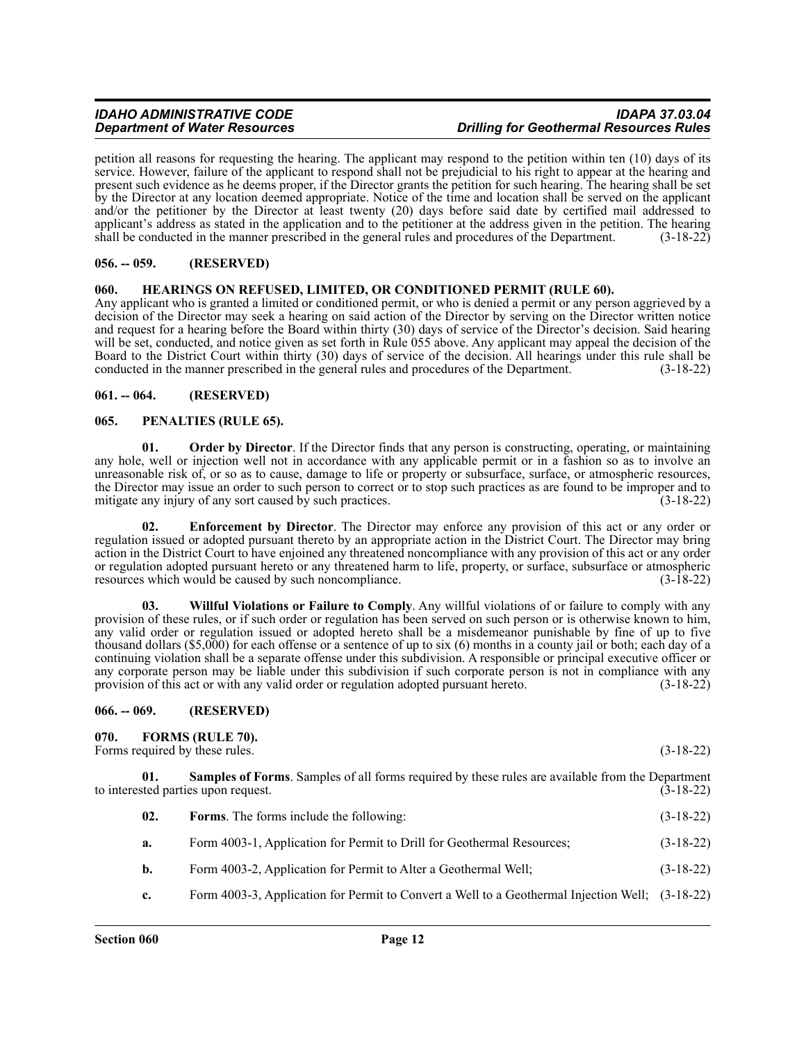petition all reasons for requesting the hearing. The applicant may respond to the petition within ten (10) days of its service. However, failure of the applicant to respond shall not be prejudicial to his right to appear at the hearing and present such evidence as he deems proper, if the Director grants the petition for such hearing. The hearing shall be set by the Director at any location deemed appropriate. Notice of the time and location shall be served on the applicant and/or the petitioner by the Director at least twenty (20) days before said date by certified mail addressed to applicant's address as stated in the application and to the petitioner at the address given in the petition. The hearing shall be conducted in the manner prescribed in the general rules and procedures of the Department. (3-18-22)

## 056. -- 059. (RESERVED)

## 060. HEARINGS ON REFUSED, LIMITED, OR CONDITIONED PERMIT (RULE 60).

Any applicant who is granted a limited or conditioned permit, or who is denied a permit or any person aggrieved by a decision of the Director may seek a hearing on said action of the Director by serving on the Director written notice and request for a hearing before the Board within thirty (30) days of service of the Director's decision. Said hearing will be set, conducted, and notice given as set forth in Rule 055 above. Any applicant may appeal the decision of the Board to the District Court within thirty (30) days of service of the decision. All hearings under this rule shall be conducted in the manner prescribed in the general rules and procedures of the Department. (3-18-22)

## 061. -- 064. (RESERVED)

## 065. PENALTIES (RULE 65).

**01. Order by Director**. If the Director finds that any person is constructing, operating, or maintaining any hole, well or injection well not in accordance with any applicable permit or in a fashion so as to involve an unreasonable risk of, or so as to cause, damage to life or property or subsurface, surface, or atmospheric resources, the Director may issue an order to such person to correct or to stop such practices as are found to be improper and to mitigate any injury of any sort caused by such practices. (3-18-22)

**02. Enforcement by Director**. The Director may enforce any provision of this act or any order or regulation issued or adopted pursuant thereto by an appropriate action in the District Court. The Director may bring action in the District Court to have enjoined any threatened noncompliance with any provision of this act or any order or regulation adopted pursuant hereto or any threatened harm to life, property, or surface, subsurface or atmospheric resources which would be caused by such noncompliance. (3-18-22)

**03. Willful Violations or Failure to Comply**. Any willful violations of or failure to comply with any provision of these rules, or if such order or regulation has been served on such person or is otherwise known to him, any valid order or regulation issued or adopted hereto shall be a misdemeanor punishable by fine of up to five thousand dollars ($5,000) for each offense or a sentence of up to six (6) months in a county jail or both; each day of a continuing violation shall be a separate offense under this subdivision. A responsible or principal executive officer or any corporate person may be liable under this subdivision if such corporate person is not in compliance with any provision of this act or with any valid order or regulation adopted pursuant hereto. (3-18-22)

## 066. -- 069. (RESERVED)

## 070. FORMS (RULE 70).

Forms required by these rules. (3-18-22)

**01. Samples of Forms**. Samples of all forms required by these rules are available from the Department to interested parties upon request. (3-18-22)

**02. Forms**. The forms include the following: (3-18-22)

**a.** Form 4003-1, Application for Permit to Drill for Geothermal Resources; (3-18-22)

**b.** Form 4003-2, Application for Permit to Alter a Geothermal Well; (3-18-22)

**c.** Form 4003-3, Application for Permit to Convert a Well to a Geothermal Injection Well; (3-18-22)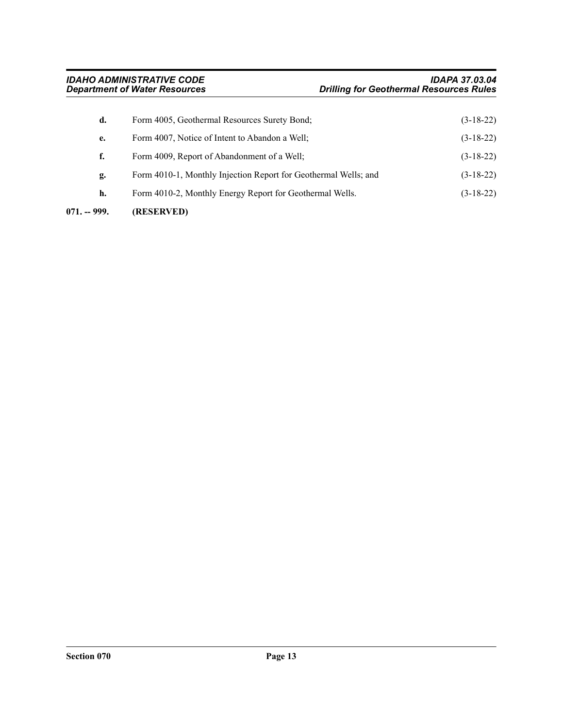**d.** Form 4005, Geothermal Resources Surety Bond; (3-18-22)

**e.** Form 4007, Notice of Intent to Abandon a Well; (3-18-22)

**f.** Form 4009, Report of Abandonment of a Well; (3-18-22)

**g.** Form 4010-1, Monthly Injection Report for Geothermal Wells; and (3-18-22)

**h.** Form 4010-2, Monthly Energy Report for Geothermal Wells. (3-18-22)

**071. -- 999. (RESERVED)**